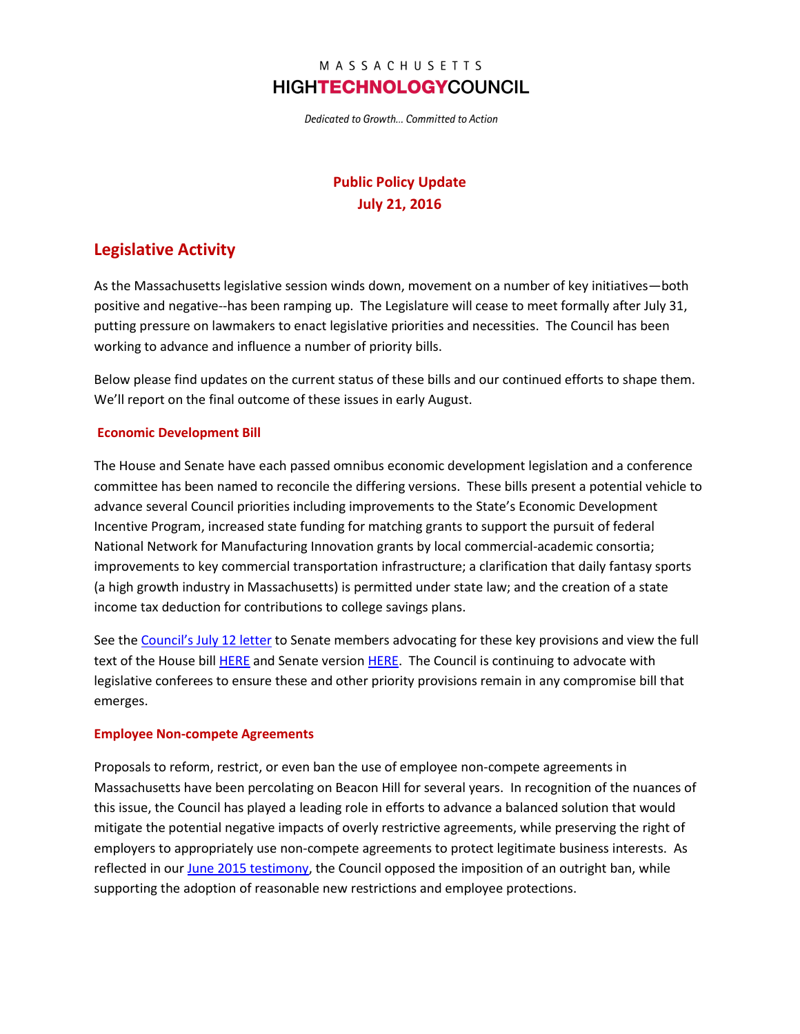MASSACHUSETTS

HIGHTECHNOLOGYCOUNCIL

*Dedicated to Growth… Committed to Action*

**Public Policy Update**
**July 21, 2016**

## Legislative Activity

As the Massachusetts legislative session winds down, movement on a number of key initiatives—both positive and negative--has been ramping up. The Legislature will cease to meet formally after July 31, putting pressure on lawmakers to enact legislative priorities and necessities. The Council has been working to advance and influence a number of priority bills.

Below please find updates on the current status of these bills and our continued efforts to shape them. We'll report on the final outcome of these issues in early August.

### Economic Development Bill

The House and Senate have each passed omnibus economic development legislation and a conference committee has been named to reconcile the differing versions. These bills present a potential vehicle to advance several Council priorities including improvements to the State's Economic Development Incentive Program, increased state funding for matching grants to support the pursuit of federal National Network for Manufacturing Innovation grants by local commercial-academic consortia; improvements to key commercial transportation infrastructure; a clarification that daily fantasy sports (a high growth industry in Massachusetts) is permitted under state law; and the creation of a state income tax deduction for contributions to college savings plans.

See the Council's July 12 letter to Senate members advocating for these key provisions and view the full text of the House bill HERE and Senate version HERE. The Council is continuing to advocate with legislative conferees to ensure these and other priority provisions remain in any compromise bill that emerges.

### Employee Non-compete Agreements

Proposals to reform, restrict, or even ban the use of employee non-compete agreements in Massachusetts have been percolating on Beacon Hill for several years. In recognition of the nuances of this issue, the Council has played a leading role in efforts to advance a balanced solution that would mitigate the potential negative impacts of overly restrictive agreements, while preserving the right of employers to appropriately use non-compete agreements to protect legitimate business interests. As reflected in our June 2015 testimony, the Council opposed the imposition of an outright ban, while supporting the adoption of reasonable new restrictions and employee protections.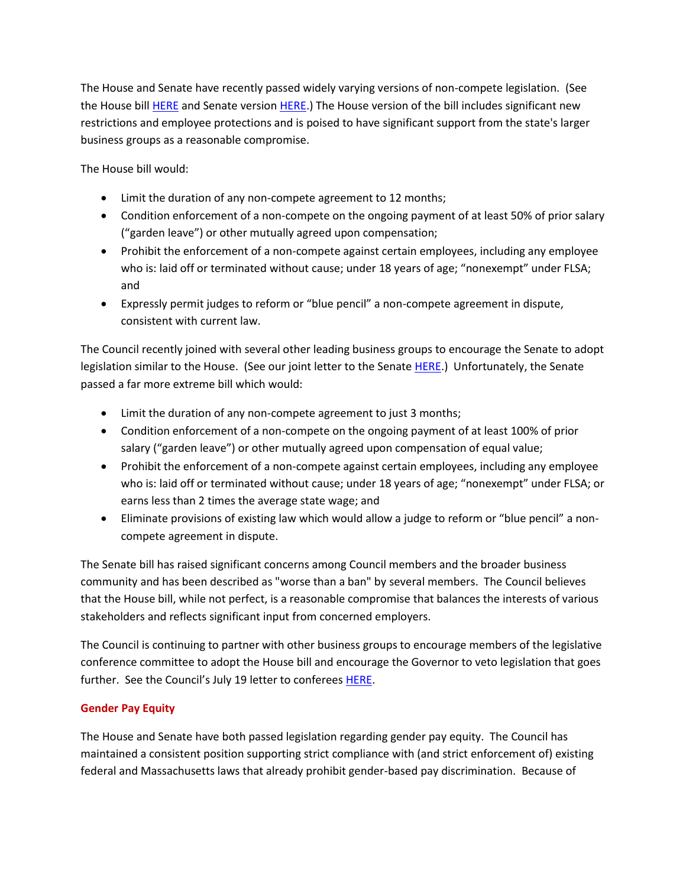The House and Senate have recently passed widely varying versions of non-compete legislation. (See the House bill HERE and Senate version HERE.) The House version of the bill includes significant new restrictions and employee protections and is poised to have significant support from the state's larger business groups as a reasonable compromise.

The House bill would:

- Limit the duration of any non-compete agreement to 12 months;
- Condition enforcement of a non-compete on the ongoing payment of at least 50% of prior salary ("garden leave") or other mutually agreed upon compensation;
- Prohibit the enforcement of a non-compete against certain employees, including any employee who is: laid off or terminated without cause; under 18 years of age; "nonexempt" under FLSA; and
- Expressly permit judges to reform or "blue pencil" a non-compete agreement in dispute, consistent with current law.

The Council recently joined with several other leading business groups to encourage the Senate to adopt legislation similar to the House. (See our joint letter to the Senate HERE.) Unfortunately, the Senate passed a far more extreme bill which would:

- Limit the duration of any non-compete agreement to just 3 months;
- Condition enforcement of a non-compete on the ongoing payment of at least 100% of prior salary ("garden leave") or other mutually agreed upon compensation of equal value;
- Prohibit the enforcement of a non-compete against certain employees, including any employee who is: laid off or terminated without cause; under 18 years of age; "nonexempt" under FLSA; or earns less than 2 times the average state wage; and
- Eliminate provisions of existing law which would allow a judge to reform or "blue pencil" a non-compete agreement in dispute.

The Senate bill has raised significant concerns among Council members and the broader business community and has been described as "worse than a ban" by several members. The Council believes that the House bill, while not perfect, is a reasonable compromise that balances the interests of various stakeholders and reflects significant input from concerned employers.

The Council is continuing to partner with other business groups to encourage members of the legislative conference committee to adopt the House bill and encourage the Governor to veto legislation that goes further. See the Council's July 19 letter to conferees HERE.

## Gender Pay Equity

The House and Senate have both passed legislation regarding gender pay equity. The Council has maintained a consistent position supporting strict compliance with (and strict enforcement of) existing federal and Massachusetts laws that already prohibit gender-based pay discrimination. Because of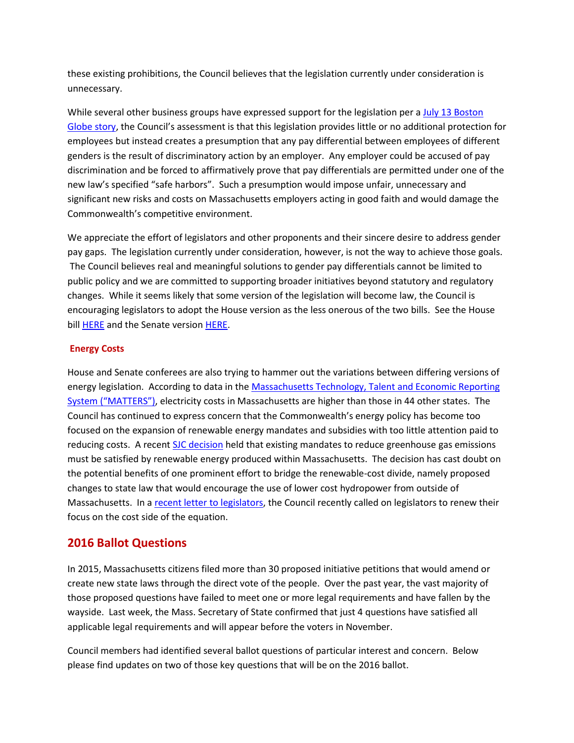these existing prohibitions, the Council believes that the legislation currently under consideration is unnecessary.

While several other business groups have expressed support for the legislation per a [July 13 Boston Globe story](), the Council's assessment is that this legislation provides little or no additional protection for employees but instead creates a presumption that any pay differential between employees of different genders is the result of discriminatory action by an employer. Any employer could be accused of pay discrimination and be forced to affirmatively prove that pay differentials are permitted under one of the new law's specified "safe harbors". Such a presumption would impose unfair, unnecessary and significant new risks and costs on Massachusetts employers acting in good faith and would damage the Commonwealth's competitive environment.

We appreciate the effort of legislators and other proponents and their sincere desire to address gender pay gaps. The legislation currently under consideration, however, is not the way to achieve those goals. The Council believes real and meaningful solutions to gender pay differentials cannot be limited to public policy and we are committed to supporting broader initiatives beyond statutory and regulatory changes. While it seems likely that some version of the legislation will become law, the Council is encouraging legislators to adopt the House version as the less onerous of the two bills. See the House bill [HERE]() and the Senate version [HERE]().

### Energy Costs

House and Senate conferees are also trying to hammer out the variations between differing versions of energy legislation. According to data in the [Massachusetts Technology, Talent and Economic Reporting System ("MATTERS")](), electricity costs in Massachusetts are higher than those in 44 other states. The Council has continued to express concern that the Commonwealth's energy policy has become too focused on the expansion of renewable energy mandates and subsidies with too little attention paid to reducing costs. A recent [SJC decision]() held that existing mandates to reduce greenhouse gas emissions must be satisfied by renewable energy produced within Massachusetts. The decision has cast doubt on the potential benefits of one prominent effort to bridge the renewable-cost divide, namely proposed changes to state law that would encourage the use of lower cost hydropower from outside of Massachusetts. In a [recent letter to legislators](), the Council recently called on legislators to renew their focus on the cost side of the equation.

## 2016 Ballot Questions

In 2015, Massachusetts citizens filed more than 30 proposed initiative petitions that would amend or create new state laws through the direct vote of the people. Over the past year, the vast majority of those proposed questions have failed to meet one or more legal requirements and have fallen by the wayside. Last week, the Mass. Secretary of State confirmed that just 4 questions have satisfied all applicable legal requirements and will appear before the voters in November.

Council members had identified several ballot questions of particular interest and concern. Below please find updates on two of those key questions that will be on the 2016 ballot.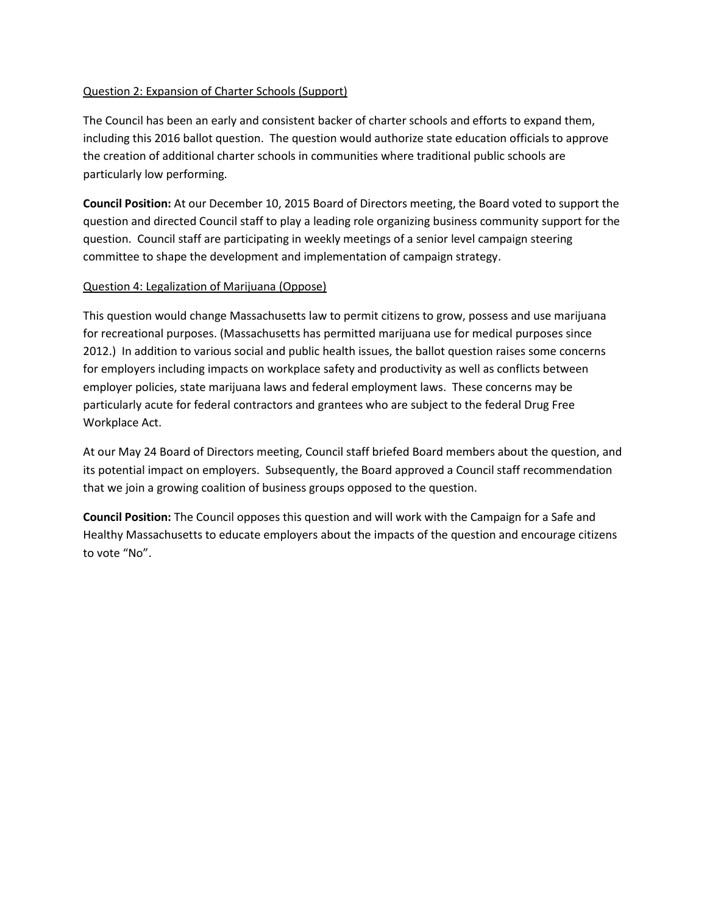Question 2: Expansion of Charter Schools (Support)

The Council has been an early and consistent backer of charter schools and efforts to expand them, including this 2016 ballot question. The question would authorize state education officials to approve the creation of additional charter schools in communities where traditional public schools are particularly low performing.

**Council Position:** At our December 10, 2015 Board of Directors meeting, the Board voted to support the question and directed Council staff to play a leading role organizing business community support for the question. Council staff are participating in weekly meetings of a senior level campaign steering committee to shape the development and implementation of campaign strategy.

Question 4: Legalization of Marijuana (Oppose)

This question would change Massachusetts law to permit citizens to grow, possess and use marijuana for recreational purposes. (Massachusetts has permitted marijuana use for medical purposes since 2012.) In addition to various social and public health issues, the ballot question raises some concerns for employers including impacts on workplace safety and productivity as well as conflicts between employer policies, state marijuana laws and federal employment laws. These concerns may be particularly acute for federal contractors and grantees who are subject to the federal Drug Free Workplace Act.

At our May 24 Board of Directors meeting, Council staff briefed Board members about the question, and its potential impact on employers. Subsequently, the Board approved a Council staff recommendation that we join a growing coalition of business groups opposed to the question.

**Council Position:** The Council opposes this question and will work with the Campaign for a Safe and Healthy Massachusetts to educate employers about the impacts of the question and encourage citizens to vote "No".